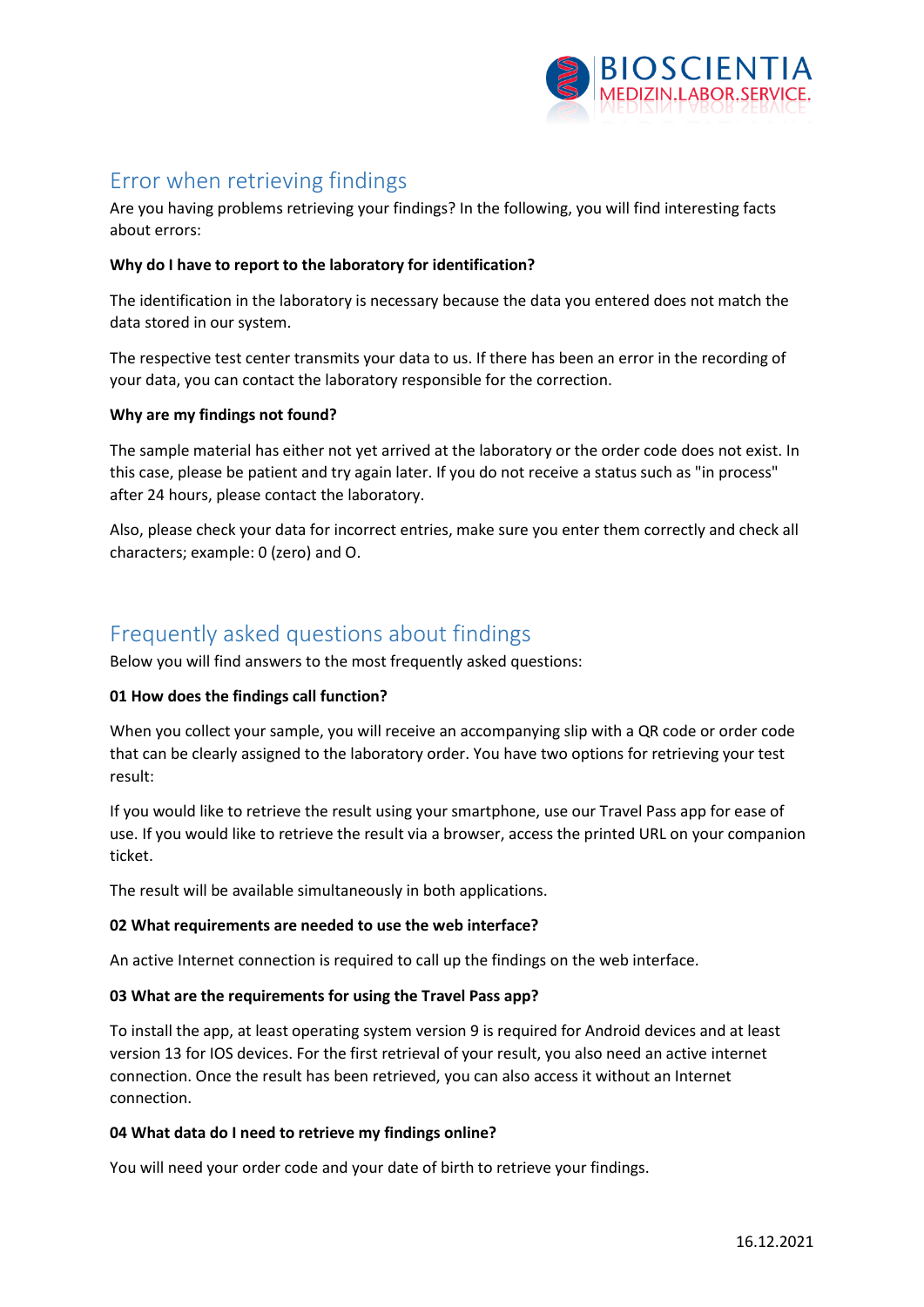## Error when retrieving findings

Are you having problems retrieving your findings? In the following, you will find interesting facts about errors:

**Why do I have to report to the laboratory for identification?**

The identification in the laboratory is necessary because the data you entered does not match the data stored in our system.

The respective test center transmits your data to us. If there has been an error in the recording of your data, you can contact the laboratory responsible for the correction.

**Why are my findings not found?**

The sample material has either not yet arrived at the laboratory or the order code does not exist. In this case, please be patient and try again later. If you do not receive a status such as "in process" after 24 hours, please contact the laboratory.

Also, please check your data for incorrect entries, make sure you enter them correctly and check all characters; example: 0 (zero) and O.

## Frequently asked questions about findings

Below you will find answers to the most frequently asked questions:

**01 How does the findings call function?**

When you collect your sample, you will receive an accompanying slip with a QR code or order code that can be clearly assigned to the laboratory order. You have two options for retrieving your test result:

If you would like to retrieve the result using your smartphone, use our Travel Pass app for ease of use. If you would like to retrieve the result via a browser, access the printed URL on your companion ticket.

The result will be available simultaneously in both applications.

**02 What requirements are needed to use the web interface?**

An active Internet connection is required to call up the findings on the web interface.

**03 What are the requirements for using the Travel Pass app?**

To install the app, at least operating system version 9 is required for Android devices and at least version 13 for IOS devices. For the first retrieval of your result, you also need an active internet connection. Once the result has been retrieved, you can also access it without an Internet connection.

**04 What data do I need to retrieve my findings online?**

You will need your order code and your date of birth to retrieve your findings.

16.12.2021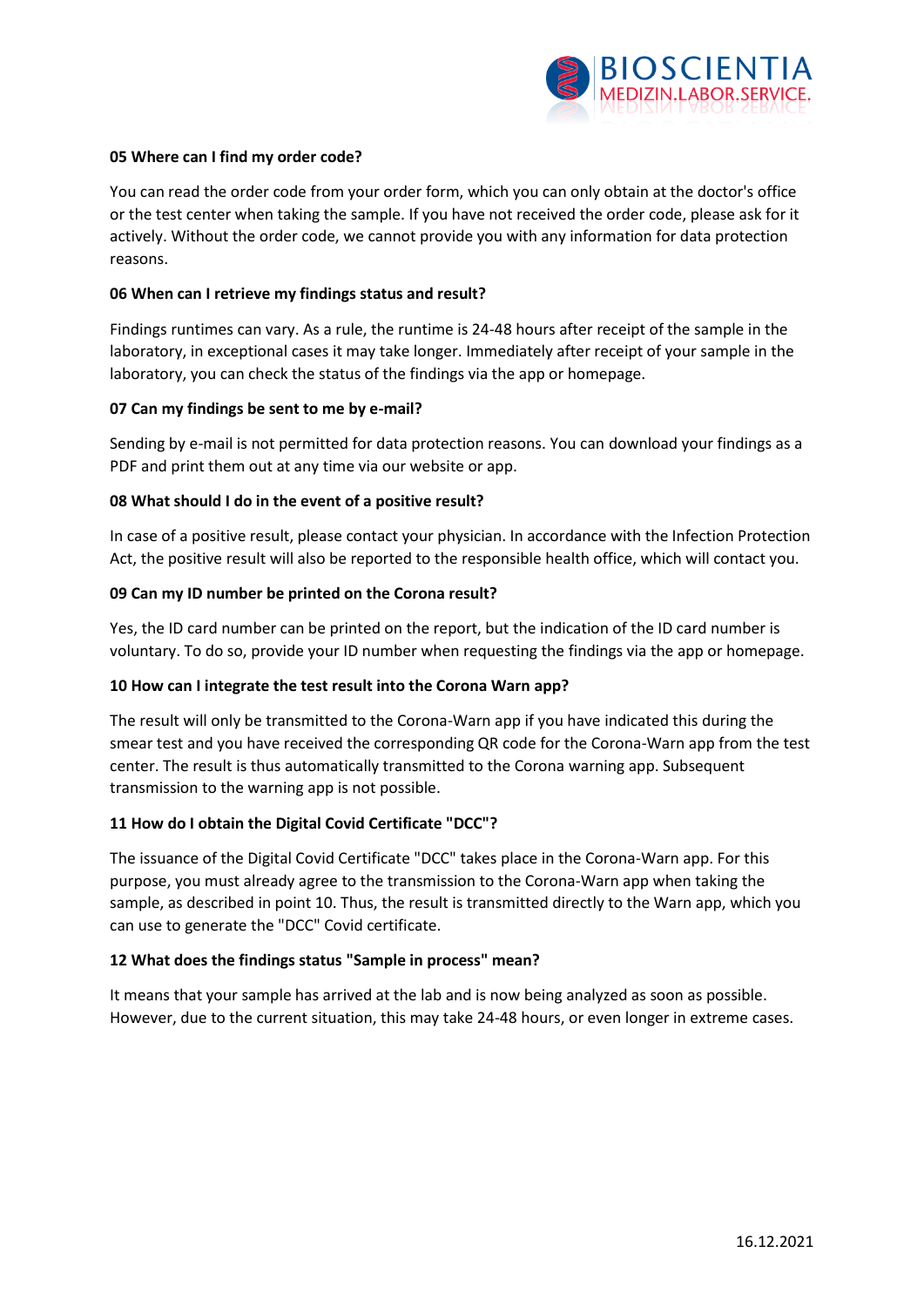**05 Where can I find my order code?**

You can read the order code from your order form, which you can only obtain at the doctor's office or the test center when taking the sample. If you have not received the order code, please ask for it actively. Without the order code, we cannot provide you with any information for data protection reasons.

**06 When can I retrieve my findings status and result?**

Findings runtimes can vary. As a rule, the runtime is 24-48 hours after receipt of the sample in the laboratory, in exceptional cases it may take longer. Immediately after receipt of your sample in the laboratory, you can check the status of the findings via the app or homepage.

**07 Can my findings be sent to me by e-mail?**

Sending by e-mail is not permitted for data protection reasons. You can download your findings as a PDF and print them out at any time via our website or app.

**08 What should I do in the event of a positive result?**

In case of a positive result, please contact your physician. In accordance with the Infection Protection Act, the positive result will also be reported to the responsible health office, which will contact you.

**09 Can my ID number be printed on the Corona result?**

Yes, the ID card number can be printed on the report, but the indication of the ID card number is voluntary. To do so, provide your ID number when requesting the findings via the app or homepage.

**10 How can I integrate the test result into the Corona Warn app?**

The result will only be transmitted to the Corona-Warn app if you have indicated this during the smear test and you have received the corresponding QR code for the Corona-Warn app from the test center. The result is thus automatically transmitted to the Corona warning app. Subsequent transmission to the warning app is not possible.

**11 How do I obtain the Digital Covid Certificate "DCC"?**

The issuance of the Digital Covid Certificate "DCC" takes place in the Corona-Warn app. For this purpose, you must already agree to the transmission to the Corona-Warn app when taking the sample, as described in point 10. Thus, the result is transmitted directly to the Warn app, which you can use to generate the "DCC" Covid certificate.

**12 What does the findings status "Sample in process" mean?**

It means that your sample has arrived at the lab and is now being analyzed as soon as possible. However, due to the current situation, this may take 24-48 hours, or even longer in extreme cases.

16.12.2021